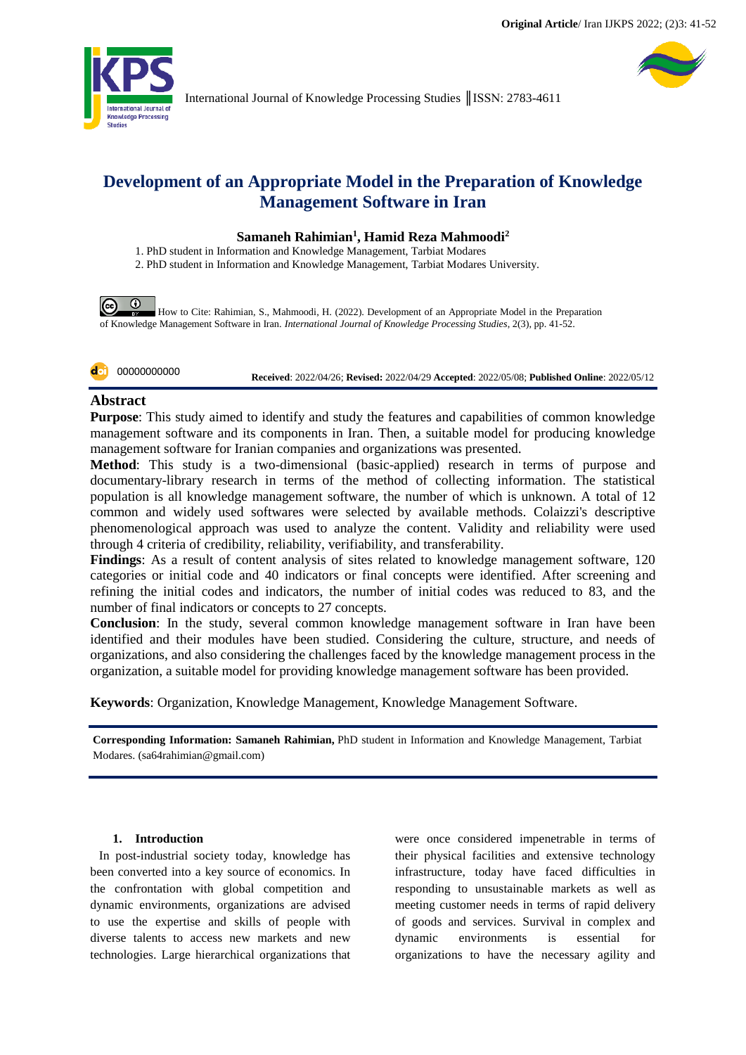International Journal of Knowledge Processing Studies ║ISSN: 2783-4611

# Development of an Appropriate Model in the Preparation of Knowledge Management Software in Iran

**Samaneh Rahimian[1], Hamid Reza Mahmoodi[2]**

1. PhD student in Information and Knowledge Management, Tarbiat Modares
2. PhD student in Information and Knowledge Management, Tarbiat Modares University.

How to Cite: Rahimian, S., Mahmoodi, H. (2022). Development of an Appropriate Model in the Preparation of Knowledge Management Software in Iran. *International Journal of Knowledge Processing Studies*, 2(3), pp. 41-52.

00000000000

**Received**: 2022/04/26; **Revised:** 2022/04/29 **Accepted**: 2022/05/08; **Published Online**: 2022/05/12

## Abstract

**Purpose**: This study aimed to identify and study the features and capabilities of common knowledge management software and its components in Iran. Then, a suitable model for producing knowledge management software for Iranian companies and organizations was presented.

**Method**: This study is a two-dimensional (basic-applied) research in terms of purpose and documentary-library research in terms of the method of collecting information. The statistical population is all knowledge management software, the number of which is unknown. A total of 12 common and widely used softwares were selected by available methods. Colaizzi's descriptive phenomenological approach was used to analyze the content. Validity and reliability were used through 4 criteria of credibility, reliability, verifiability, and transferability.

**Findings**: As a result of content analysis of sites related to knowledge management software, 120 categories or initial code and 40 indicators or final concepts were identified. After screening and refining the initial codes and indicators, the number of initial codes was reduced to 83, and the number of final indicators or concepts to 27 concepts.

**Conclusion**: In the study, several common knowledge management software in Iran have been identified and their modules have been studied. Considering the culture, structure, and needs of organizations, and also considering the challenges faced by the knowledge management process in the organization, a suitable model for providing knowledge management software has been provided.

**Keywords**: Organization, Knowledge Management, Knowledge Management Software.

**Corresponding Information: Samaneh Rahimian,** PhD student in Information and Knowledge Management, Tarbiat Modares. (sa64rahimian@gmail.com)

## 1. Introduction

In post-industrial society today, knowledge has been converted into a key source of economics. In the confrontation with global competition and dynamic environments, organizations are advised to use the expertise and skills of people with diverse talents to access new markets and new technologies. Large hierarchical organizations that were once considered impenetrable in terms of their physical facilities and extensive technology infrastructure, today have faced difficulties in responding to unsustainable markets as well as meeting customer needs in terms of rapid delivery of goods and services. Survival in complex and dynamic environments is essential for organizations to have the necessary agility and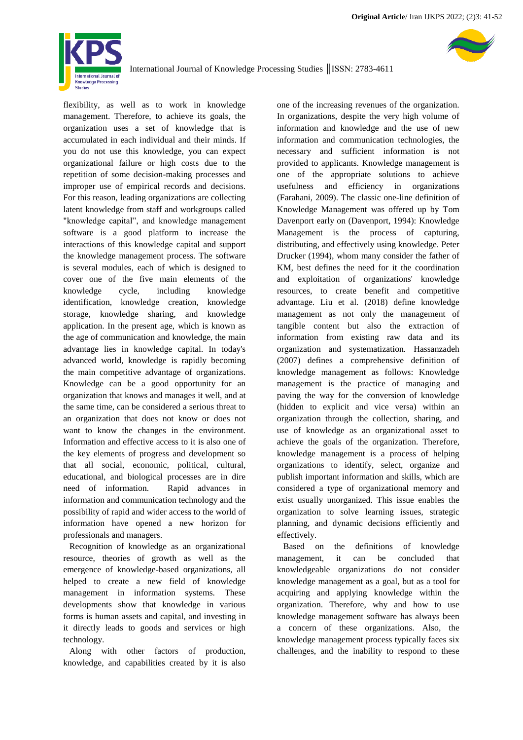flexibility, as well as to work in knowledge management. Therefore, to achieve its goals, the organization uses a set of knowledge that is accumulated in each individual and their minds. If you do not use this knowledge, you can expect organizational failure or high costs due to the repetition of some decision-making processes and improper use of empirical records and decisions. For this reason, leading organizations are collecting latent knowledge from staff and workgroups called "knowledge capital", and knowledge management software is a good platform to increase the interactions of this knowledge capital and support the knowledge management process. The software is several modules, each of which is designed to cover one of the five main elements of the knowledge cycle, including knowledge identification, knowledge creation, knowledge storage, knowledge sharing, and knowledge application. In the present age, which is known as the age of communication and knowledge, the main advantage lies in knowledge capital. In today's advanced world, knowledge is rapidly becoming the main competitive advantage of organizations. Knowledge can be a good opportunity for an organization that knows and manages it well, and at the same time, can be considered a serious threat to an organization that does not know or does not want to know the changes in the environment. Information and effective access to it is also one of the key elements of progress and development so that all social, economic, political, cultural, educational, and biological processes are in dire need of information. Rapid advances in information and communication technology and the possibility of rapid and wider access to the world of information have opened a new horizon for professionals and managers.

Recognition of knowledge as an organizational resource, theories of growth as well as the emergence of knowledge-based organizations, all helped to create a new field of knowledge management in information systems. These developments show that knowledge in various forms is human assets and capital, and investing in it directly leads to goods and services or high technology.

Along with other factors of production, knowledge, and capabilities created by it is also one of the increasing revenues of the organization. In organizations, despite the very high volume of information and knowledge and the use of new information and communication technologies, the necessary and sufficient information is not provided to applicants. Knowledge management is one of the appropriate solutions to achieve usefulness and efficiency in organizations (Farahani, 2009). The classic one-line definition of Knowledge Management was offered up by Tom Davenport early on (Davenport, 1994): Knowledge Management is the process of capturing, distributing, and effectively using knowledge. Peter Drucker (1994), whom many consider the father of KM, best defines the need for it the coordination and exploitation of organizations' knowledge resources, to create benefit and competitive advantage. Liu et al. (2018) define knowledge management as not only the management of tangible content but also the extraction of information from existing raw data and its organization and systematization. Hassanzadeh (2007) defines a comprehensive definition of knowledge management as follows: Knowledge management is the practice of managing and paving the way for the conversion of knowledge (hidden to explicit and vice versa) within an organization through the collection, sharing, and use of knowledge as an organizational asset to achieve the goals of the organization. Therefore, knowledge management is a process of helping organizations to identify, select, organize and publish important information and skills, which are considered a type of organizational memory and exist usually unorganized. This issue enables the organization to solve learning issues, strategic planning, and dynamic decisions efficiently and effectively.

Based on the definitions of knowledge management, it can be concluded that knowledgeable organizations do not consider knowledge management as a goal, but as a tool for acquiring and applying knowledge within the organization. Therefore, why and how to use knowledge management software has always been a concern of these organizations. Also, the knowledge management process typically faces six challenges, and the inability to respond to these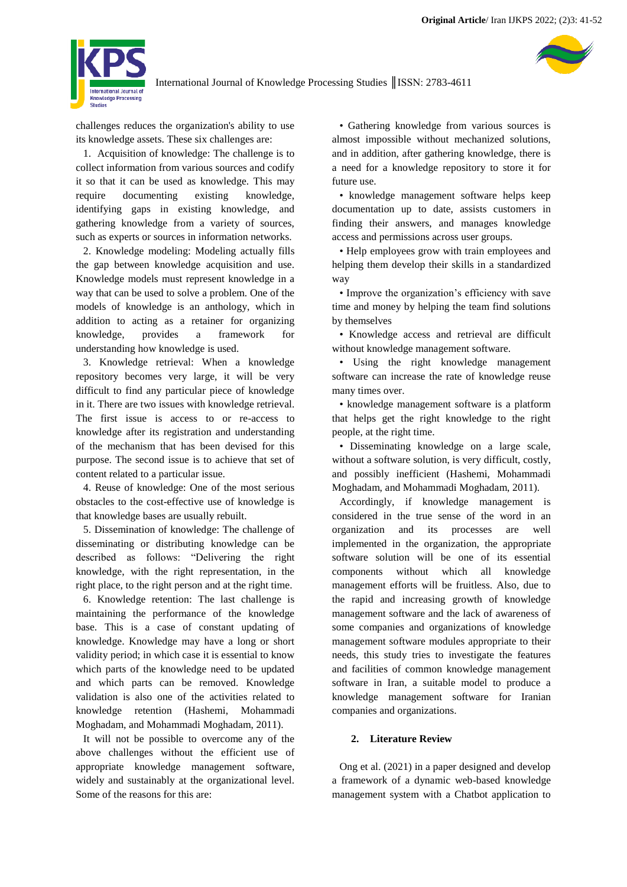challenges reduces the organization's ability to use its knowledge assets. These six challenges are:

1. Acquisition of knowledge: The challenge is to collect information from various sources and codify it so that it can be used as knowledge. This may require documenting existing knowledge, identifying gaps in existing knowledge, and gathering knowledge from a variety of sources, such as experts or sources in information networks.

2. Knowledge modeling: Modeling actually fills the gap between knowledge acquisition and use. Knowledge models must represent knowledge in a way that can be used to solve a problem. One of the models of knowledge is an anthology, which in addition to acting as a retainer for organizing knowledge, provides a framework for understanding how knowledge is used.

3. Knowledge retrieval: When a knowledge repository becomes very large, it will be very difficult to find any particular piece of knowledge in it. There are two issues with knowledge retrieval. The first issue is access to or re-access to knowledge after its registration and understanding of the mechanism that has been devised for this purpose. The second issue is to achieve that set of content related to a particular issue.

4. Reuse of knowledge: One of the most serious obstacles to the cost-effective use of knowledge is that knowledge bases are usually rebuilt.

5. Dissemination of knowledge: The challenge of disseminating or distributing knowledge can be described as follows: "Delivering the right knowledge, with the right representation, in the right place, to the right person and at the right time.

6. Knowledge retention: The last challenge is maintaining the performance of the knowledge base. This is a case of constant updating of knowledge. Knowledge may have a long or short validity period; in which case it is essential to know which parts of the knowledge need to be updated and which parts can be removed. Knowledge validation is also one of the activities related to knowledge retention (Hashemi, Mohammadi Moghadam, and Mohammadi Moghadam, 2011).

It will not be possible to overcome any of the above challenges without the efficient use of appropriate knowledge management software, widely and sustainably at the organizational level. Some of the reasons for this are:

- Gathering knowledge from various sources is almost impossible without mechanized solutions, and in addition, after gathering knowledge, there is a need for a knowledge repository to store it for future use.
- knowledge management software helps keep documentation up to date, assists customers in finding their answers, and manages knowledge access and permissions across user groups.
- Help employees grow with train employees and helping them develop their skills in a standardized way
- Improve the organization's efficiency with save time and money by helping the team find solutions by themselves
- Knowledge access and retrieval are difficult without knowledge management software.
- Using the right knowledge management software can increase the rate of knowledge reuse many times over.
- knowledge management software is a platform that helps get the right knowledge to the right people, at the right time.
- Disseminating knowledge on a large scale, without a software solution, is very difficult, costly, and possibly inefficient (Hashemi, Mohammadi Moghadam, and Mohammadi Moghadam, 2011).

Accordingly, if knowledge management is considered in the true sense of the word in an organization and its processes are well implemented in the organization, the appropriate software solution will be one of its essential components without which all knowledge management efforts will be fruitless. Also, due to the rapid and increasing growth of knowledge management software and the lack of awareness of some companies and organizations of knowledge management software modules appropriate to their needs, this study tries to investigate the features and facilities of common knowledge management software in Iran, a suitable model to produce a knowledge management software for Iranian companies and organizations.

## 2. Literature Review

Ong et al. (2021) in a paper designed and develop a framework of a dynamic web-based knowledge management system with a Chatbot application to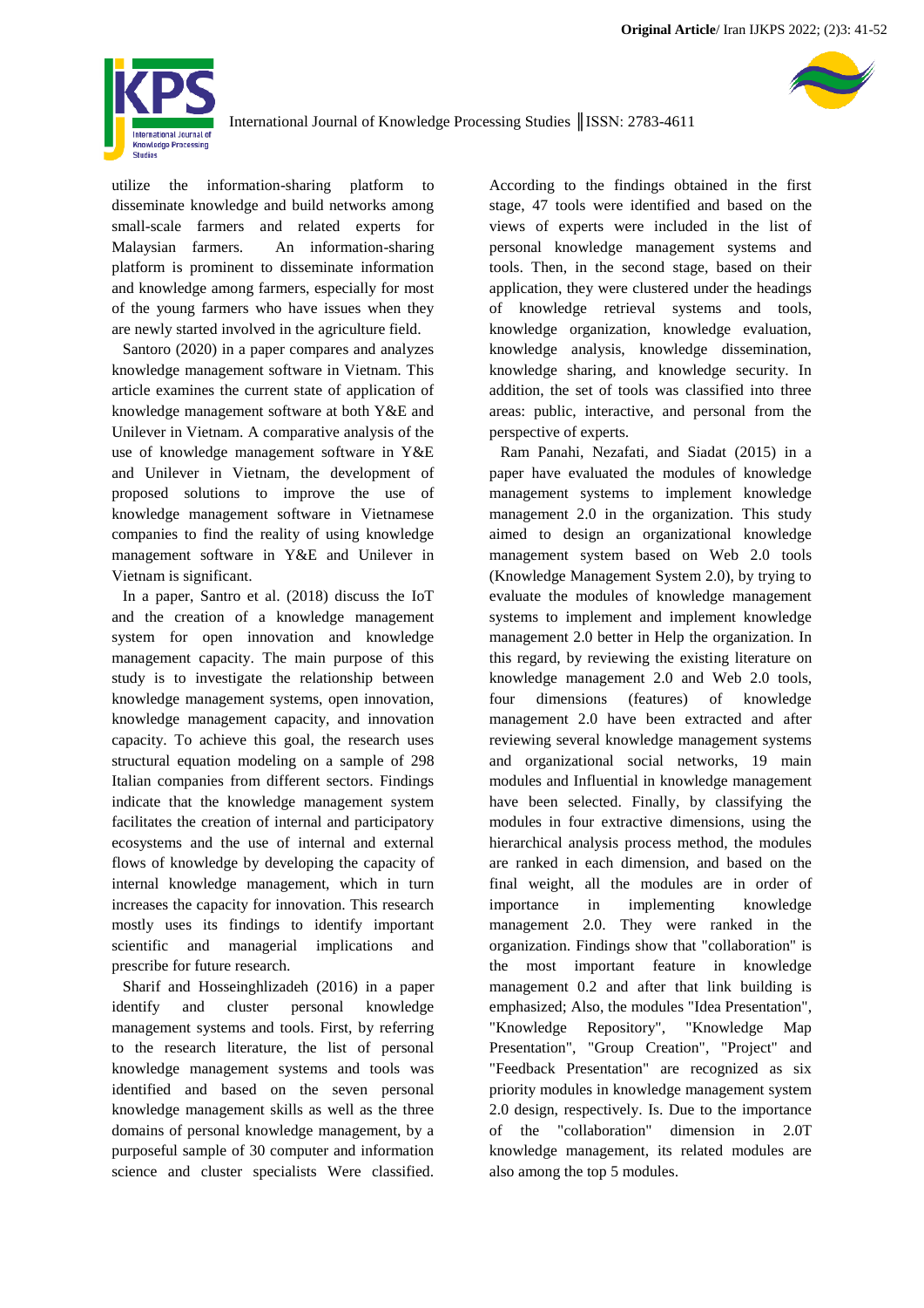utilize the information-sharing platform to disseminate knowledge and build networks among small-scale farmers and related experts for Malaysian farmers. An information-sharing platform is prominent to disseminate information and knowledge among farmers, especially for most of the young farmers who have issues when they are newly started involved in the agriculture field.

Santoro (2020) in a paper compares and analyzes knowledge management software in Vietnam. This article examines the current state of application of knowledge management software at both Y&E and Unilever in Vietnam. A comparative analysis of the use of knowledge management software in Y&E and Unilever in Vietnam, the development of proposed solutions to improve the use of knowledge management software in Vietnamese companies to find the reality of using knowledge management software in Y&E and Unilever in Vietnam is significant.

In a paper, Santro et al. (2018) discuss the IoT and the creation of a knowledge management system for open innovation and knowledge management capacity. The main purpose of this study is to investigate the relationship between knowledge management systems, open innovation, knowledge management capacity, and innovation capacity. To achieve this goal, the research uses structural equation modeling on a sample of 298 Italian companies from different sectors. Findings indicate that the knowledge management system facilitates the creation of internal and participatory ecosystems and the use of internal and external flows of knowledge by developing the capacity of internal knowledge management, which in turn increases the capacity for innovation. This research mostly uses its findings to identify important scientific and managerial implications and prescribe for future research.

Sharif and Hosseinghlizadeh (2016) in a paper identify and cluster personal knowledge management systems and tools. First, by referring to the research literature, the list of personal knowledge management systems and tools was identified and based on the seven personal knowledge management skills as well as the three domains of personal knowledge management, by a purposeful sample of 30 computer and information science and cluster specialists Were classified. According to the findings obtained in the first stage, 47 tools were identified and based on the views of experts were included in the list of personal knowledge management systems and tools. Then, in the second stage, based on their application, they were clustered under the headings of knowledge retrieval systems and tools, knowledge organization, knowledge evaluation, knowledge analysis, knowledge dissemination, knowledge sharing, and knowledge security. In addition, the set of tools was classified into three areas: public, interactive, and personal from the perspective of experts.

Ram Panahi, Nezafati, and Siadat (2015) in a paper have evaluated the modules of knowledge management systems to implement knowledge management 2.0 in the organization. This study aimed to design an organizational knowledge management system based on Web 2.0 tools (Knowledge Management System 2.0), by trying to evaluate the modules of knowledge management systems to implement and implement knowledge management 2.0 better in Help the organization. In this regard, by reviewing the existing literature on knowledge management 2.0 and Web 2.0 tools, four dimensions (features) of knowledge management 2.0 have been extracted and after reviewing several knowledge management systems and organizational social networks, 19 main modules and Influential in knowledge management have been selected. Finally, by classifying the modules in four extractive dimensions, using the hierarchical analysis process method, the modules are ranked in each dimension, and based on the final weight, all the modules are in order of importance in implementing knowledge management 2.0. They were ranked in the organization. Findings show that "collaboration" is the most important feature in knowledge management 0.2 and after that link building is emphasized; Also, the modules "Idea Presentation", "Knowledge Repository", "Knowledge Map Presentation", "Group Creation", "Project" and "Feedback Presentation" are recognized as six priority modules in knowledge management system 2.0 design, respectively. Is. Due to the importance of the "collaboration" dimension in 2.0T knowledge management, its related modules are also among the top 5 modules.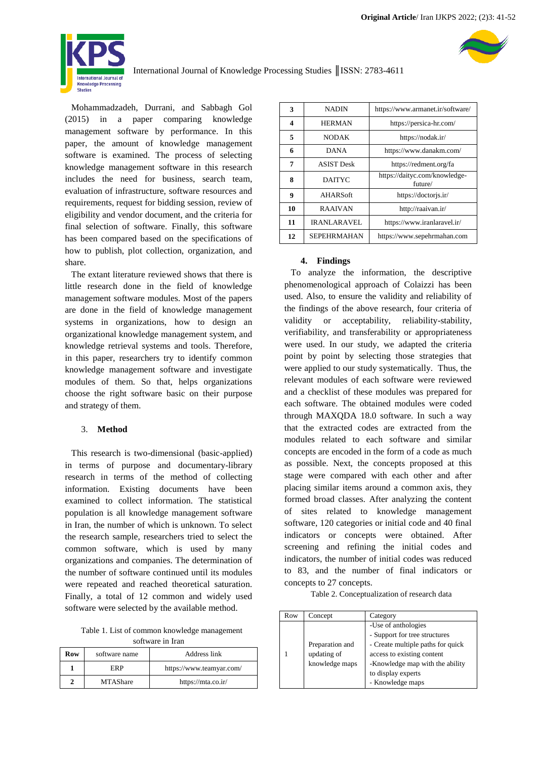Mohammadzadeh, Durrani, and Sabbagh Gol (2015) in a paper comparing knowledge management software by performance. In this paper, the amount of knowledge management software is examined. The process of selecting knowledge management software in this research includes the need for business, search team, evaluation of infrastructure, software resources and requirements, request for bidding session, review of eligibility and vendor document, and the criteria for final selection of software. Finally, this software has been compared based on the specifications of how to publish, plot collection, organization, and share.

The extant literature reviewed shows that there is little research done in the field of knowledge management software modules. Most of the papers are done in the field of knowledge management systems in organizations, how to design an organizational knowledge management system, and knowledge retrieval systems and tools. Therefore, in this paper, researchers try to identify common knowledge management software and investigate modules of them. So that, helps organizations choose the right software basic on their purpose and strategy of them.

## 3. Method

This research is two-dimensional (basic-applied) in terms of purpose and documentary-library research in terms of the method of collecting information. Existing documents have been examined to collect information. The statistical population is all knowledge management software in Iran, the number of which is unknown. To select the research sample, researchers tried to select the common software, which is used by many organizations and companies. The determination of the number of software continued until its modules were repeated and reached theoretical saturation. Finally, a total of 12 common and widely used software were selected by the available method.

Table 1. List of common knowledge management software in Iran

| Row | software name | Address link |
|---|---|---|
| 1 | ERP | https://www.teamyar.com/ |
| 2 | MTAShare | https://mta.co.ir/ |
| 3 | NADIN | https://www.armanet.ir/software/ |
| 4 | HERMAN | https://persica-hr.com/ |
| 5 | NODAK | https://nodak.ir/ |
| 6 | DANA | https://www.danakm.com/ |
| 7 | ASIST Desk | https://redment.org/fa |
| 8 | DAITYC | https://daityc.com/knowledge-future/ |
| 9 | AHARSoft | https://doctorjs.ir/ |
| 10 | RAAIVAN | http://raaivan.ir/ |
| 11 | IRANLARAVEL | https://www.iranlaravel.ir/ |
| 12 | SEPEHRMAHAN | https://www.sepehrmahan.com |

## 4. Findings

To analyze the information, the descriptive phenomenological approach of Colaizzi has been used. Also, to ensure the validity and reliability of the findings of the above research, four criteria of validity or acceptability, reliability-stability, verifiability, and transferability or appropriateness were used. In our study, we adapted the criteria point by point by selecting those strategies that were applied to our study systematically. Thus, the relevant modules of each software were reviewed and a checklist of these modules was prepared for each software. The obtained modules were coded through MAXQDA 18.0 software. In such a way that the extracted codes are extracted from the modules related to each software and similar concepts are encoded in the form of a code as much as possible. Next, the concepts proposed at this stage were compared with each other and after placing similar items around a common axis, they formed broad classes. After analyzing the content of sites related to knowledge management software, 120 categories or initial code and 40 final indicators or concepts were obtained. After screening and refining the initial codes and indicators, the number of initial codes was reduced to 83, and the number of final indicators or concepts to 27 concepts.

Table 2. Conceptualization of research data

| Row | Concept | Category |
|---|---|---|
| 1 | Preparation and updating of knowledge maps | -Use of anthologies<br>- Support for tree structures<br>- Create multiple paths for quick access to existing content<br>-Knowledge map with the ability to display experts<br>- Knowledge maps |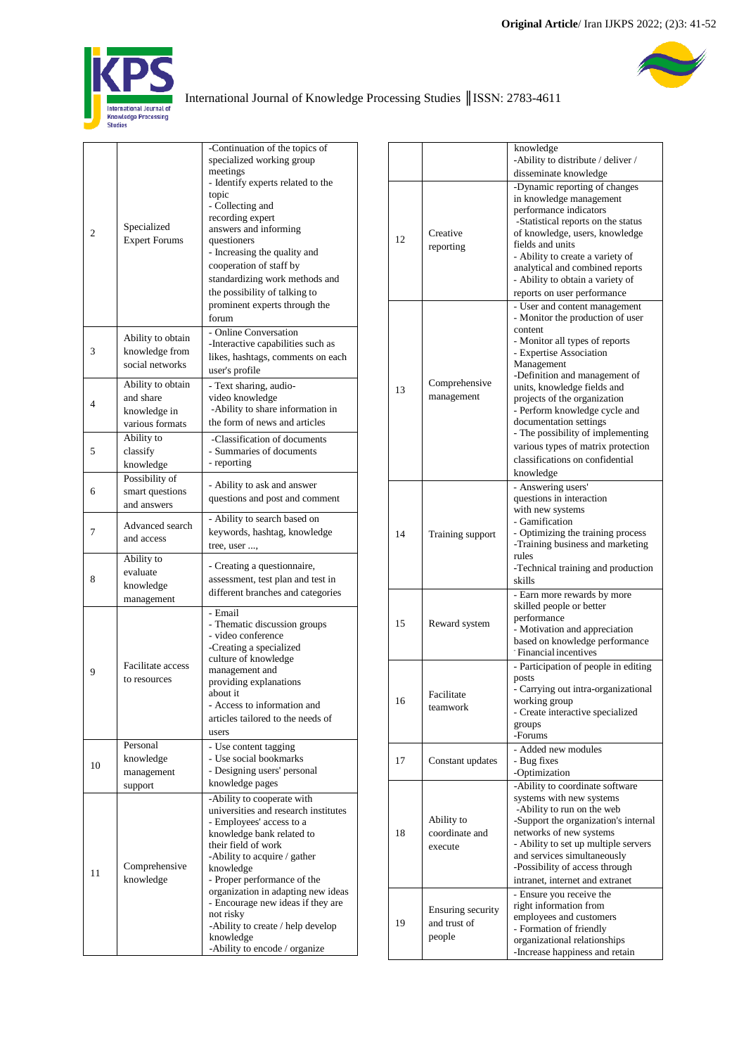| | | |
|---|---|---|
| 2 | Specialized Expert Forums | -Continuation of the topics of specialized working group meetings<br>- Identify experts related to the topic<br>- Collecting and recording expert answers and informing questioners<br>- Increasing the quality and cooperation of staff by standardizing work methods and the possibility of talking to prominent experts through the forum |
| 3 | Ability to obtain knowledge from social networks | - Online Conversation<br>-Interactive capabilities such as likes, hashtags, comments on each user's profile |
| 4 | Ability to obtain and share knowledge in various formats | - Text sharing, audio-video knowledge<br>-Ability to share information in the form of news and articles |
| 5 | Ability to classify knowledge | -Classification of documents<br>- Summaries of documents<br>- reporting |
| 6 | Possibility of smart questions and answers | - Ability to ask and answer questions and post and comment |
| 7 | Advanced search and access | - Ability to search based on keywords, hashtag, knowledge tree, user ..., |
| 8 | Ability to evaluate knowledge management | - Creating a questionnaire, assessment, test plan and test in different branches and categories |
| 9 | Facilitate access to resources | - Email<br>- Thematic discussion groups<br>- video conference<br>-Creating a specialized culture of knowledge management and providing explanations about it<br>- Access to information and articles tailored to the needs of users |
| 10 | Personal knowledge management support | - Use content tagging<br>- Use social bookmarks<br>- Designing users' personal knowledge pages |
| 11 | Comprehensive knowledge | -Ability to cooperate with universities and research institutes<br>- Employees' access to a knowledge bank related to their field of work<br>-Ability to acquire / gather knowledge<br>- Proper performance of the organization in adapting new ideas<br>- Encourage new ideas if they are not risky<br>-Ability to create / help develop knowledge<br>-Ability to encode / organize knowledge<br>-Ability to distribute / deliver / disseminate knowledge |
| 12 | Creative reporting | -Dynamic reporting of changes in knowledge management performance indicators<br>-Statistical reports on the status of knowledge, users, knowledge fields and units<br>- Ability to create a variety of analytical and combined reports<br>- Ability to obtain a variety of reports on user performance |
| 13 | Comprehensive management | - User and content management<br>- Monitor the production of user content<br>- Monitor all types of reports<br>- Expertise Association Management<br>-Definition and management of units, knowledge fields and projects of the organization<br>- Perform knowledge cycle and documentation settings<br>- The possibility of implementing various types of matrix protection classifications on confidential knowledge |
| 14 | Training support | - Answering users' questions in interaction with new systems<br>- Gamification<br>- Optimizing the training process<br>-Training business and marketing rules<br>-Technical training and production skills |
| 15 | Reward system | - Earn more rewards by more skilled people or better performance<br>- Motivation and appreciation based on knowledge performance<br>- Financial incentives |
| 16 | Facilitate teamwork | - Participation of people in editing posts<br>- Carrying out intra-organizational working group<br>- Create interactive specialized groups<br>-Forums |
| 17 | Constant updates | - Added new modules<br>- Bug fixes<br>-Optimization |
| 18 | Ability to coordinate and execute | -Ability to coordinate software systems with new systems<br>-Ability to run on the web<br>-Support the organization's internal networks of new systems<br>- Ability to set up multiple servers and services simultaneously<br>-Possibility of access through intranet, internet and extranet |
| 19 | Ensuring security and trust of people | - Ensure you receive the right information from employees and customers<br>- Formation of friendly organizational relationships<br>-Increase happiness and retain |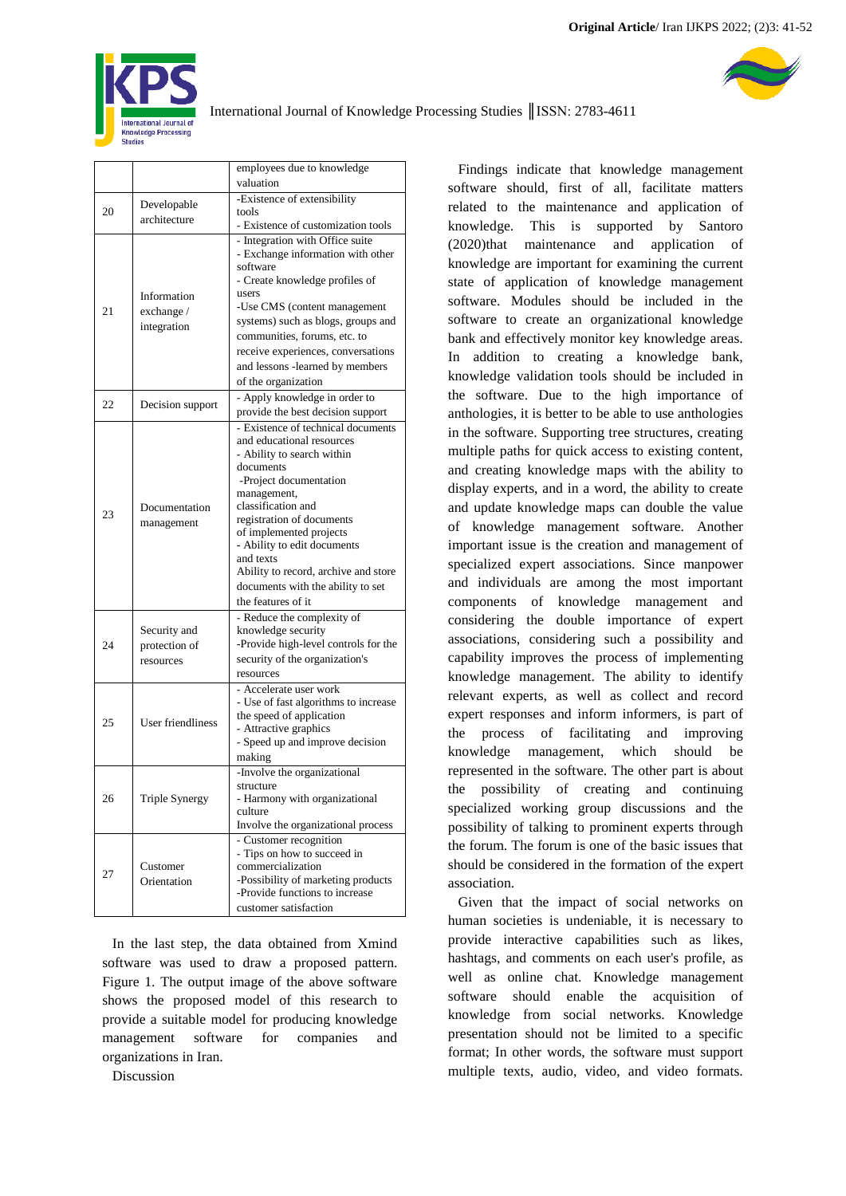| | | employees due to knowledge valuation |
|---|---|---|
| 20 | Developable architecture | -Existence of extensibility tools<br>- Existence of customization tools |
| 21 | Information exchange / integration | - Integration with Office suite<br>- Exchange information with other software<br>- Create knowledge profiles of users<br>-Use CMS (content management systems) such as blogs, groups and communities, forums, etc. to receive experiences, conversations and lessons -learned by members of the organization |
| 22 | Decision support | - Apply knowledge in order to provide the best decision support |
| 23 | Documentation management | - Existence of technical documents and educational resources<br>- Ability to search within documents<br>-Project documentation management, classification and registration of documents of implemented projects<br>- Ability to edit documents and texts<br>Ability to record, archive and store documents with the ability to set the features of it |
| 24 | Security and protection of resources | - Reduce the complexity of knowledge security<br>-Provide high-level controls for the security of the organization's resources |
| 25 | User friendliness | - Accelerate user work<br>- Use of fast algorithms to increase the speed of application<br>- Attractive graphics<br>- Speed up and improve decision making |
| 26 | Triple Synergy | -Involve the organizational structure<br>- Harmony with organizational culture<br>Involve the organizational process |
| 27 | Customer Orientation | - Customer recognition<br>- Tips on how to succeed in commercialization<br>-Possibility of marketing products<br>-Provide functions to increase customer satisfaction |

In the last step, the data obtained from Xmind software was used to draw a proposed pattern. Figure 1. The output image of the above software shows the proposed model of this research to provide a suitable model for producing knowledge management software for companies and organizations in Iran.

Discussion

Findings indicate that knowledge management software should, first of all, facilitate matters related to the maintenance and application of knowledge. This is supported by Santoro (2020)that maintenance and application of knowledge are important for examining the current state of application of knowledge management software. Modules should be included in the software to create an organizational knowledge bank and effectively monitor key knowledge areas. In addition to creating a knowledge bank, knowledge validation tools should be included in the software. Due to the high importance of anthologies, it is better to be able to use anthologies in the software. Supporting tree structures, creating multiple paths for quick access to existing content, and creating knowledge maps with the ability to display experts, and in a word, the ability to create and update knowledge maps can double the value of knowledge management software. Another important issue is the creation and management of specialized expert associations. Since manpower and individuals are among the most important components of knowledge management and considering the double importance of expert associations, considering such a possibility and capability improves the process of implementing knowledge management. The ability to identify relevant experts, as well as collect and record expert responses and inform informers, is part of the process of facilitating and improving knowledge management, which should be represented in the software. The other part is about the possibility of creating and continuing specialized working group discussions and the possibility of talking to prominent experts through the forum. The forum is one of the basic issues that should be considered in the formation of the expert association.

Given that the impact of social networks on human societies is undeniable, it is necessary to provide interactive capabilities such as likes, hashtags, and comments on each user's profile, as well as online chat. Knowledge management software should enable the acquisition of knowledge from social networks. Knowledge presentation should not be limited to a specific format; In other words, the software must support multiple texts, audio, video, and video formats.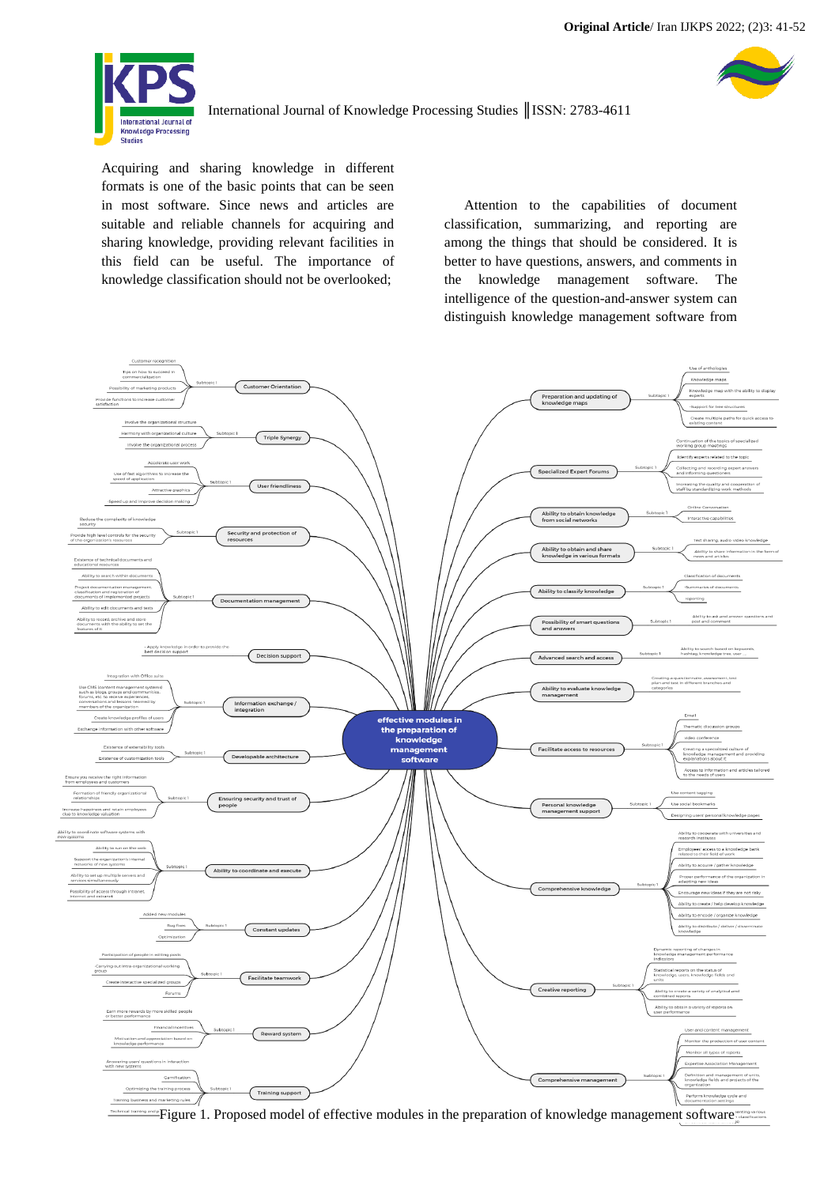Acquiring and sharing knowledge in different formats is one of the basic points that can be seen in most software. Since news and articles are suitable and reliable channels for acquiring and sharing knowledge, providing relevant facilities in this field can be useful. The importance of knowledge classification should not be overlooked;

Attention to the capabilities of document classification, summarizing, and reporting are among the things that should be considered. It is better to have questions, answers, and comments in the knowledge management software. The intelligence of the question-and-answer system can distinguish knowledge management software from

Figure 1. Proposed model of effective modules in the preparation of knowledge management software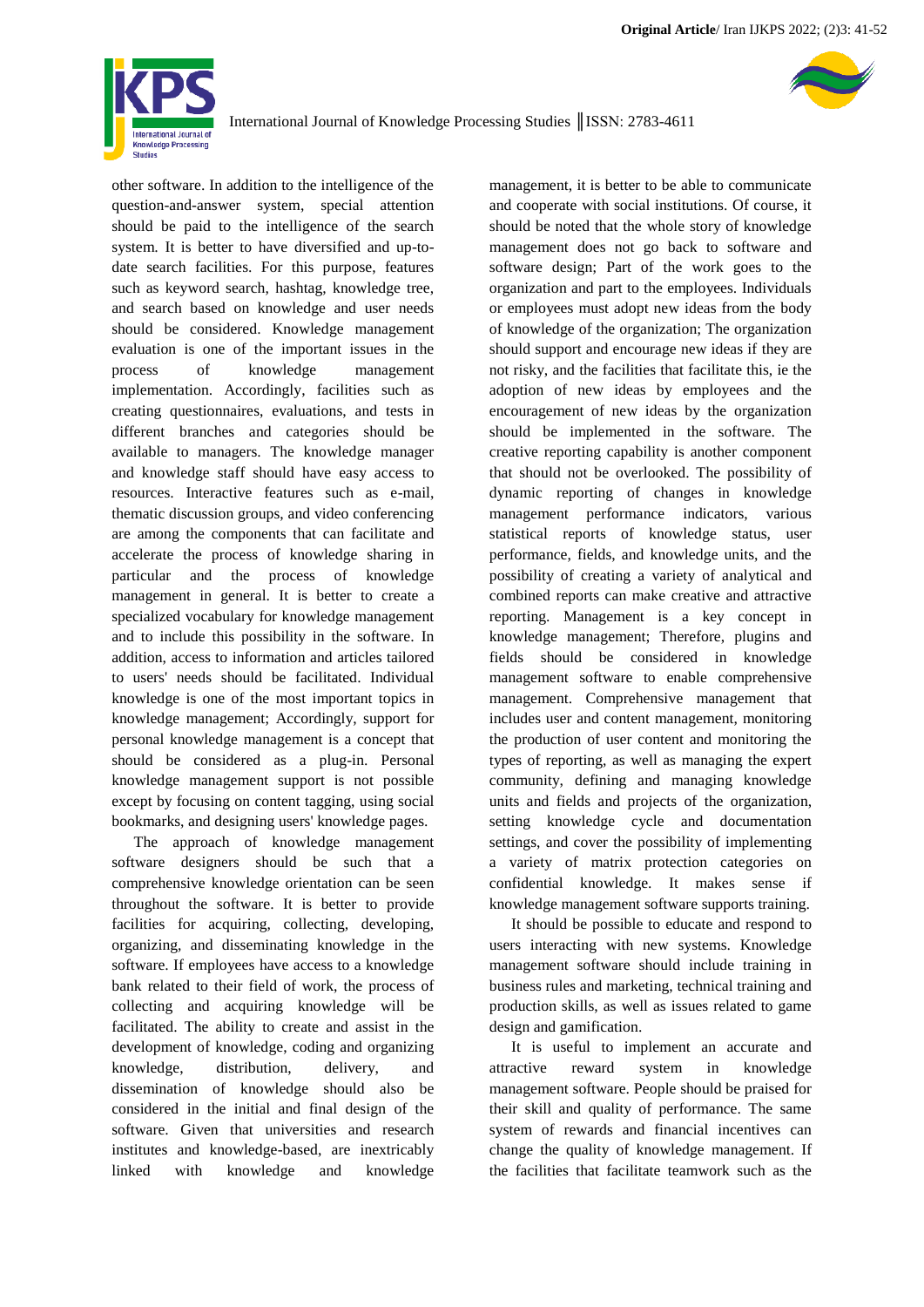other software. In addition to the intelligence of the question-and-answer system, special attention should be paid to the intelligence of the search system. It is better to have diversified and up-to-date search facilities. For this purpose, features such as keyword search, hashtag, knowledge tree, and search based on knowledge and user needs should be considered. Knowledge management evaluation is one of the important issues in the process of knowledge management implementation. Accordingly, facilities such as creating questionnaires, evaluations, and tests in different branches and categories should be available to managers. The knowledge manager and knowledge staff should have easy access to resources. Interactive features such as e-mail, thematic discussion groups, and video conferencing are among the components that can facilitate and accelerate the process of knowledge sharing in particular and the process of knowledge management in general. It is better to create a specialized vocabulary for knowledge management and to include this possibility in the software. In addition, access to information and articles tailored to users' needs should be facilitated. Individual knowledge is one of the most important topics in knowledge management; Accordingly, support for personal knowledge management is a concept that should be considered as a plug-in. Personal knowledge management support is not possible except by focusing on content tagging, using social bookmarks, and designing users' knowledge pages.

The approach of knowledge management software designers should be such that a comprehensive knowledge orientation can be seen throughout the software. It is better to provide facilities for acquiring, collecting, developing, organizing, and disseminating knowledge in the software. If employees have access to a knowledge bank related to their field of work, the process of collecting and acquiring knowledge will be facilitated. The ability to create and assist in the development of knowledge, coding and organizing knowledge, distribution, delivery, and dissemination of knowledge should also be considered in the initial and final design of the software. Given that universities and research institutes and knowledge-based, are inextricably linked with knowledge and knowledge management, it is better to be able to communicate and cooperate with social institutions. Of course, it should be noted that the whole story of knowledge management does not go back to software and software design; Part of the work goes to the organization and part to the employees. Individuals or employees must adopt new ideas from the body of knowledge of the organization; The organization should support and encourage new ideas if they are not risky, and the facilities that facilitate this, ie the adoption of new ideas by employees and the encouragement of new ideas by the organization should be implemented in the software. The creative reporting capability is another component that should not be overlooked. The possibility of dynamic reporting of changes in knowledge management performance indicators, various statistical reports of knowledge status, user performance, fields, and knowledge units, and the possibility of creating a variety of analytical and combined reports can make creative and attractive reporting. Management is a key concept in knowledge management; Therefore, plugins and fields should be considered in knowledge management software to enable comprehensive management. Comprehensive management that includes user and content management, monitoring the production of user content and monitoring the types of reporting, as well as managing the expert community, defining and managing knowledge units and fields and projects of the organization, setting knowledge cycle and documentation settings, and cover the possibility of implementing a variety of matrix protection categories on confidential knowledge. It makes sense if knowledge management software supports training.

It should be possible to educate and respond to users interacting with new systems. Knowledge management software should include training in business rules and marketing, technical training and production skills, as well as issues related to game design and gamification.

It is useful to implement an accurate and attractive reward system in knowledge management software. People should be praised for their skill and quality of performance. The same system of rewards and financial incentives can change the quality of knowledge management. If the facilities that facilitate teamwork such as the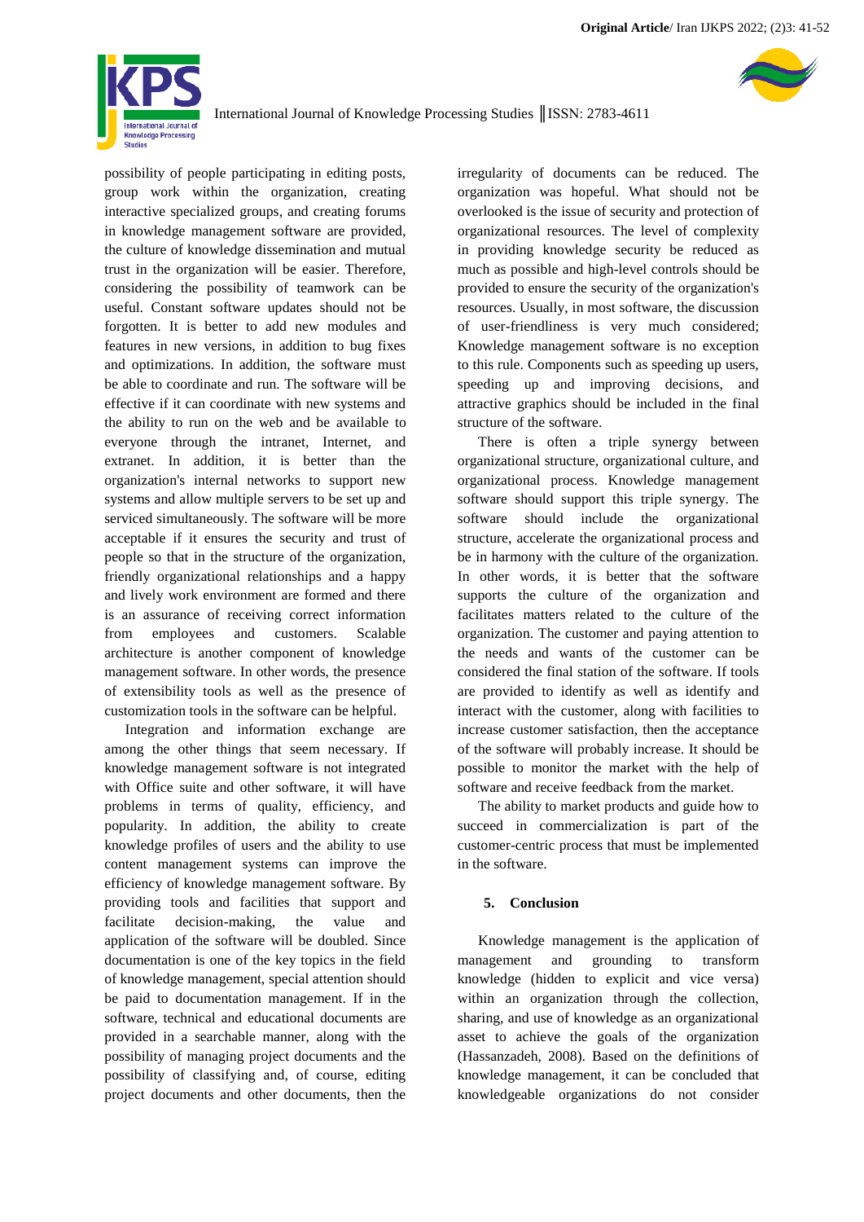possibility of people participating in editing posts, group work within the organization, creating interactive specialized groups, and creating forums in knowledge management software are provided, the culture of knowledge dissemination and mutual trust in the organization will be easier. Therefore, considering the possibility of teamwork can be useful. Constant software updates should not be forgotten. It is better to add new modules and features in new versions, in addition to bug fixes and optimizations. In addition, the software must be able to coordinate and run. The software will be effective if it can coordinate with new systems and the ability to run on the web and be available to everyone through the intranet, Internet, and extranet. In addition, it is better than the organization's internal networks to support new systems and allow multiple servers to be set up and serviced simultaneously. The software will be more acceptable if it ensures the security and trust of people so that in the structure of the organization, friendly organizational relationships and a happy and lively work environment are formed and there is an assurance of receiving correct information from employees and customers. Scalable architecture is another component of knowledge management software. In other words, the presence of extensibility tools as well as the presence of customization tools in the software can be helpful.

Integration and information exchange are among the other things that seem necessary. If knowledge management software is not integrated with Office suite and other software, it will have problems in terms of quality, efficiency, and popularity. In addition, the ability to create knowledge profiles of users and the ability to use content management systems can improve the efficiency of knowledge management software. By providing tools and facilities that support and facilitate decision-making, the value and application of the software will be doubled. Since documentation is one of the key topics in the field of knowledge management, special attention should be paid to documentation management. If in the software, technical and educational documents are provided in a searchable manner, along with the possibility of managing project documents and the possibility of classifying and, of course, editing project documents and other documents, then the irregularity of documents can be reduced. The organization was hopeful. What should not be overlooked is the issue of security and protection of organizational resources. The level of complexity in providing knowledge security be reduced as much as possible and high-level controls should be provided to ensure the security of the organization's resources. Usually, in most software, the discussion of user-friendliness is very much considered; Knowledge management software is no exception to this rule. Components such as speeding up users, speeding up and improving decisions, and attractive graphics should be included in the final structure of the software.

There is often a triple synergy between organizational structure, organizational culture, and organizational process. Knowledge management software should support this triple synergy. The software should include the organizational structure, accelerate the organizational process and be in harmony with the culture of the organization. In other words, it is better that the software supports the culture of the organization and facilitates matters related to the culture of the organization. The customer and paying attention to the needs and wants of the customer can be considered the final station of the software. If tools are provided to identify as well as identify and interact with the customer, along with facilities to increase customer satisfaction, then the acceptance of the software will probably increase. It should be possible to monitor the market with the help of software and receive feedback from the market.

The ability to market products and guide how to succeed in commercialization is part of the customer-centric process that must be implemented in the software.

## 5. Conclusion

Knowledge management is the application of management and grounding to transform knowledge (hidden to explicit and vice versa) within an organization through the collection, sharing, and use of knowledge as an organizational asset to achieve the goals of the organization (Hassanzadeh, 2008). Based on the definitions of knowledge management, it can be concluded that knowledgeable organizations do not consider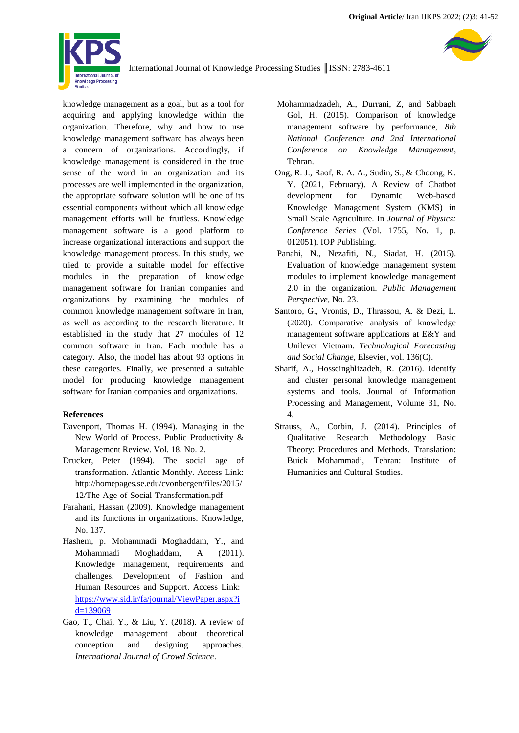knowledge management as a goal, but as a tool for acquiring and applying knowledge within the organization. Therefore, why and how to use knowledge management software has always been a concern of organizations. Accordingly, if knowledge management is considered in the true sense of the word in an organization and its processes are well implemented in the organization, the appropriate software solution will be one of its essential components without which all knowledge management efforts will be fruitless. Knowledge management software is a good platform to increase organizational interactions and support the knowledge management process. In this study, we tried to provide a suitable model for effective modules in the preparation of knowledge management software for Iranian companies and organizations by examining the modules of common knowledge management software in Iran, as well as according to the research literature. It established in the study that 27 modules of 12 common software in Iran. Each module has a category. Also, the model has about 93 options in these categories. Finally, we presented a suitable model for producing knowledge management software for Iranian companies and organizations.

## References

Davenport, Thomas H. (1994). Managing in the New World of Process. Public Productivity & Management Review. Vol. 18, No. 2.

Drucker, Peter (1994). The social age of transformation. Atlantic Monthly. Access Link: http://homepages.se.edu/cvonbergen/files/2015/12/The-Age-of-Social-Transformation.pdf

Farahani, Hassan (2009). Knowledge management and its functions in organizations. Knowledge, No. 137.

Hashem, p. Mohammadi Moghaddam, Y., and Mohammadi Moghaddam, A (2011). Knowledge management, requirements and challenges. Development of Fashion and Human Resources and Support. Access Link: https://www.sid.ir/fa/journal/ViewPaper.aspx?id=139069

Gao, T., Chai, Y., & Liu, Y. (2018). A review of knowledge management about theoretical conception and designing approaches. *International Journal of Crowd Science*.

Mohammadzadeh, A., Durrani, Z, and Sabbagh Gol, H. (2015). Comparison of knowledge management software by performance, *8th National Conference and 2nd International Conference on Knowledge Management*, Tehran.

Ong, R. J., Raof, R. A. A., Sudin, S., & Choong, K. Y. (2021, February). A Review of Chatbot development for Dynamic Web-based Knowledge Management System (KMS) in Small Scale Agriculture. In *Journal of Physics: Conference Series* (Vol. 1755, No. 1, p. 012051). IOP Publishing.

Panahi, N., Nezafiti, N., Siadat, H. (2015). Evaluation of knowledge management system modules to implement knowledge management 2.0 in the organization. *Public Management Perspective*, No. 23.

Santoro, G., Vrontis, D., Thrassou, A. & Dezi, L. (2020). Comparative analysis of knowledge management software applications at E&Y and Unilever Vietnam. *Technological Forecasting and Social Change*, Elsevier, vol. 136(C).

Sharif, A., Hosseinghlizadeh, R. (2016). Identify and cluster personal knowledge management systems and tools. Journal of Information Processing and Management, Volume 31, No. 4.

Strauss, A., Corbin, J. (2014). Principles of Qualitative Research Methodology Basic Theory: Procedures and Methods. Translation: Buick Mohammadi, Tehran: Institute of Humanities and Cultural Studies.